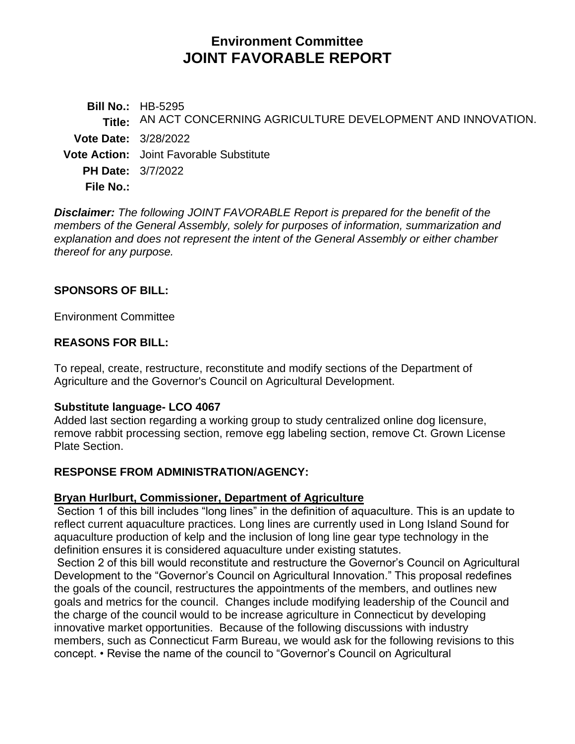# Environment Committee
# JOINT FAVORABLE REPORT

**Bill No.:** HB-5295
**Title:** AN ACT CONCERNING AGRICULTURE DEVELOPMENT AND INNOVATION.
**Vote Date:** 3/28/2022
**Vote Action:** Joint Favorable Substitute
**PH Date:** 3/7/2022
**File No.:**

***Disclaimer:*** *The following JOINT FAVORABLE Report is prepared for the benefit of the members of the General Assembly, solely for purposes of information, summarization and explanation and does not represent the intent of the General Assembly or either chamber thereof for any purpose.*

## SPONSORS OF BILL:

Environment Committee

## REASONS FOR BILL:

To repeal, create, restructure, reconstitute and modify sections of the Department of Agriculture and the Governor's Council on Agricultural Development.

### Substitute language- LCO 4067

Added last section regarding a working group to study centralized online dog licensure, remove rabbit processing section, remove egg labeling section, remove Ct. Grown License Plate Section.

## RESPONSE FROM ADMINISTRATION/AGENCY:

**Bryan Hurlburt, Commissioner, Department of Agriculture**

Section 1 of this bill includes "long lines" in the definition of aquaculture. This is an update to reflect current aquaculture practices. Long lines are currently used in Long Island Sound for aquaculture production of kelp and the inclusion of long line gear type technology in the definition ensures it is considered aquaculture under existing statutes.

Section 2 of this bill would reconstitute and restructure the Governor's Council on Agricultural Development to the "Governor's Council on Agricultural Innovation." This proposal redefines the goals of the council, restructures the appointments of the members, and outlines new goals and metrics for the council. Changes include modifying leadership of the Council and the charge of the council would to be increase agriculture in Connecticut by developing innovative market opportunities. Because of the following discussions with industry members, such as Connecticut Farm Bureau, we would ask for the following revisions to this concept. • Revise the name of the council to "Governor's Council on Agricultural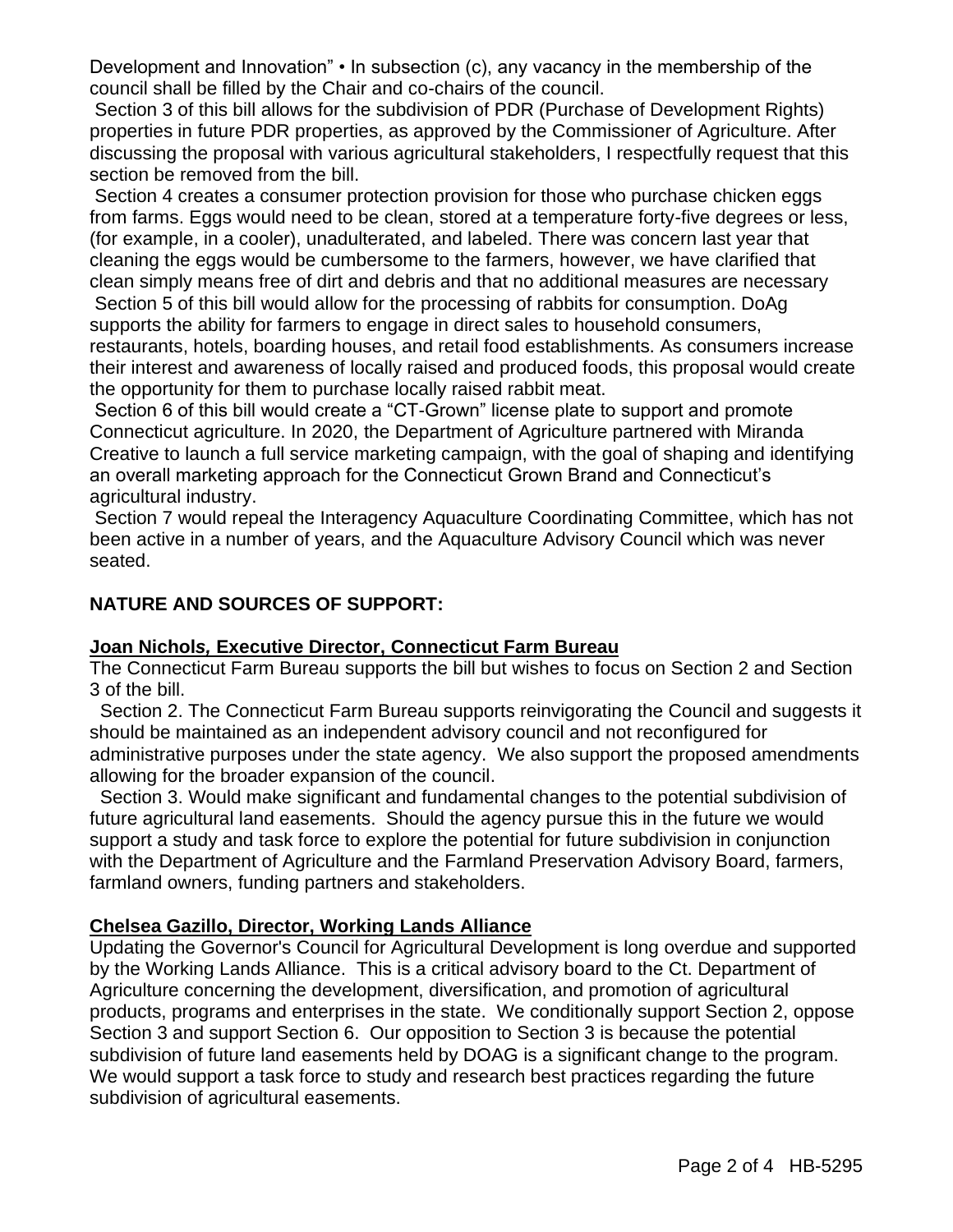Development and Innovation" • In subsection (c), any vacancy in the membership of the council shall be filled by the Chair and co-chairs of the council.

Section 3 of this bill allows for the subdivision of PDR (Purchase of Development Rights) properties in future PDR properties, as approved by the Commissioner of Agriculture. After discussing the proposal with various agricultural stakeholders, I respectfully request that this section be removed from the bill.

Section 4 creates a consumer protection provision for those who purchase chicken eggs from farms. Eggs would need to be clean, stored at a temperature forty-five degrees or less, (for example, in a cooler), unadulterated, and labeled. There was concern last year that cleaning the eggs would be cumbersome to the farmers, however, we have clarified that clean simply means free of dirt and debris and that no additional measures are necessary

Section 5 of this bill would allow for the processing of rabbits for consumption. DoAg supports the ability for farmers to engage in direct sales to household consumers, restaurants, hotels, boarding houses, and retail food establishments. As consumers increase their interest and awareness of locally raised and produced foods, this proposal would create the opportunity for them to purchase locally raised rabbit meat.

Section 6 of this bill would create a "CT-Grown" license plate to support and promote Connecticut agriculture. In 2020, the Department of Agriculture partnered with Miranda Creative to launch a full service marketing campaign, with the goal of shaping and identifying an overall marketing approach for the Connecticut Grown Brand and Connecticut's agricultural industry.

Section 7 would repeal the Interagency Aquaculture Coordinating Committee, which has not been active in a number of years, and the Aquaculture Advisory Council which was never seated.

## NATURE AND SOURCES OF SUPPORT:

**Joan Nichols, Executive Director, Connecticut Farm Bureau**

The Connecticut Farm Bureau supports the bill but wishes to focus on Section 2 and Section 3 of the bill.

Section 2. The Connecticut Farm Bureau supports reinvigorating the Council and suggests it should be maintained as an independent advisory council and not reconfigured for administrative purposes under the state agency. We also support the proposed amendments allowing for the broader expansion of the council.

Section 3. Would make significant and fundamental changes to the potential subdivision of future agricultural land easements. Should the agency pursue this in the future we would support a study and task force to explore the potential for future subdivision in conjunction with the Department of Agriculture and the Farmland Preservation Advisory Board, farmers, farmland owners, funding partners and stakeholders.

**Chelsea Gazillo, Director, Working Lands Alliance**

Updating the Governor's Council for Agricultural Development is long overdue and supported by the Working Lands Alliance. This is a critical advisory board to the Ct. Department of Agriculture concerning the development, diversification, and promotion of agricultural products, programs and enterprises in the state. We conditionally support Section 2, oppose Section 3 and support Section 6. Our opposition to Section 3 is because the potential subdivision of future land easements held by DOAG is a significant change to the program. We would support a task force to study and research best practices regarding the future subdivision of agricultural easements.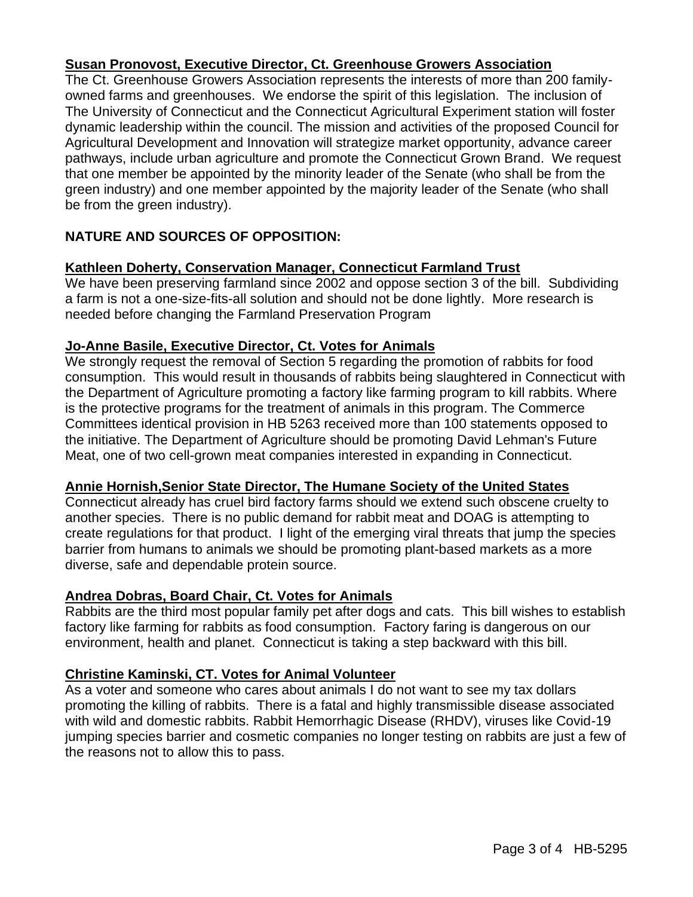**Susan Pronovost, Executive Director, Ct. Greenhouse Growers Association**
The Ct. Greenhouse Growers Association represents the interests of more than 200 family-owned farms and greenhouses. We endorse the spirit of this legislation. The inclusion of The University of Connecticut and the Connecticut Agricultural Experiment station will foster dynamic leadership within the council. The mission and activities of the proposed Council for Agricultural Development and Innovation will strategize market opportunity, advance career pathways, include urban agriculture and promote the Connecticut Grown Brand. We request that one member be appointed by the minority leader of the Senate (who shall be from the green industry) and one member appointed by the majority leader of the Senate (who shall be from the green industry).

**NATURE AND SOURCES OF OPPOSITION:**

**Kathleen Doherty, Conservation Manager, Connecticut Farmland Trust**
We have been preserving farmland since 2002 and oppose section 3 of the bill. Subdividing a farm is not a one-size-fits-all solution and should not be done lightly. More research is needed before changing the Farmland Preservation Program

**Jo-Anne Basile, Executive Director, Ct. Votes for Animals**
We strongly request the removal of Section 5 regarding the promotion of rabbits for food consumption. This would result in thousands of rabbits being slaughtered in Connecticut with the Department of Agriculture promoting a factory like farming program to kill rabbits. Where is the protective programs for the treatment of animals in this program. The Commerce Committees identical provision in HB 5263 received more than 100 statements opposed to the initiative. The Department of Agriculture should be promoting David Lehman's Future Meat, one of two cell-grown meat companies interested in expanding in Connecticut.

**Annie Hornish,Senior State Director, The Humane Society of the United States**
Connecticut already has cruel bird factory farms should we extend such obscene cruelty to another species. There is no public demand for rabbit meat and DOAG is attempting to create regulations for that product. I light of the emerging viral threats that jump the species barrier from humans to animals we should be promoting plant-based markets as a more diverse, safe and dependable protein source.

**Andrea Dobras, Board Chair, Ct. Votes for Animals**
Rabbits are the third most popular family pet after dogs and cats. This bill wishes to establish factory like farming for rabbits as food consumption. Factory faring is dangerous on our environment, health and planet. Connecticut is taking a step backward with this bill.

**Christine Kaminski, CT. Votes for Animal Volunteer**
As a voter and someone who cares about animals I do not want to see my tax dollars promoting the killing of rabbits. There is a fatal and highly transmissible disease associated with wild and domestic rabbits. Rabbit Hemorrhagic Disease (RHDV), viruses like Covid-19 jumping species barrier and cosmetic companies no longer testing on rabbits are just a few of the reasons not to allow this to pass.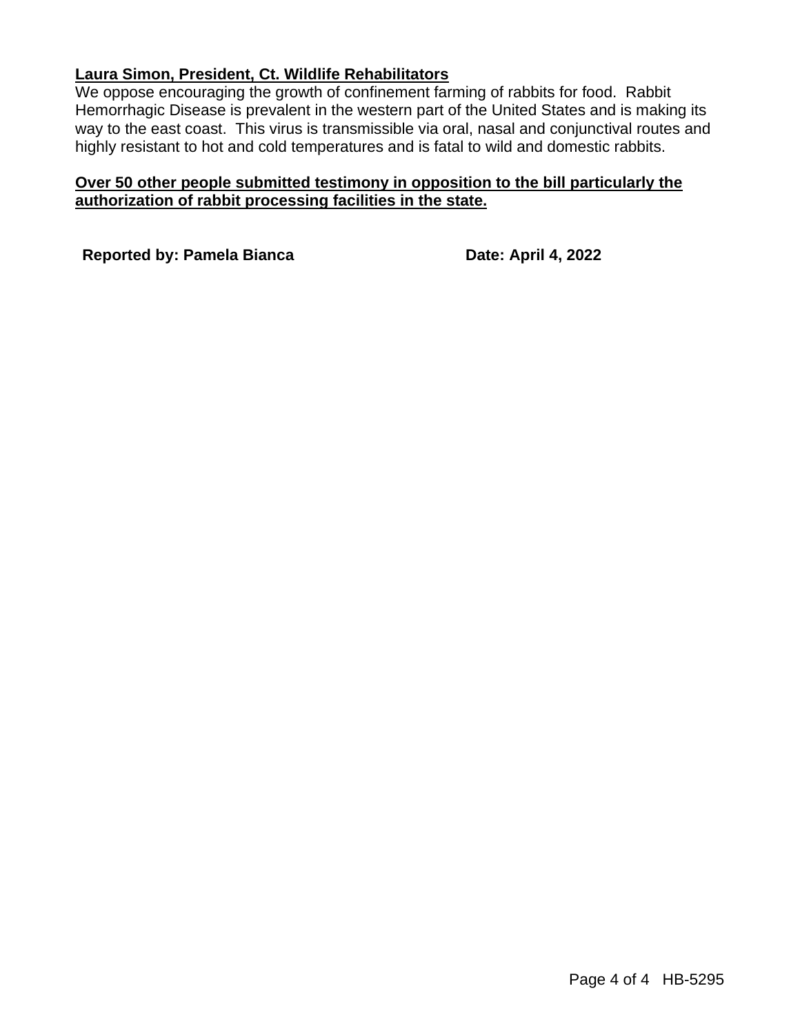**Laura Simon, President, Ct. Wildlife Rehabilitators**

We oppose encouraging the growth of confinement farming of rabbits for food. Rabbit Hemorrhagic Disease is prevalent in the western part of the United States and is making its way to the east coast. This virus is transmissible via oral, nasal and conjunctival routes and highly resistant to hot and cold temperatures and is fatal to wild and domestic rabbits.

**Over 50 other people submitted testimony in opposition to the bill particularly the authorization of rabbit processing facilities in the state.**

**Reported by: Pamela Bianca** **Date: April 4, 2022**